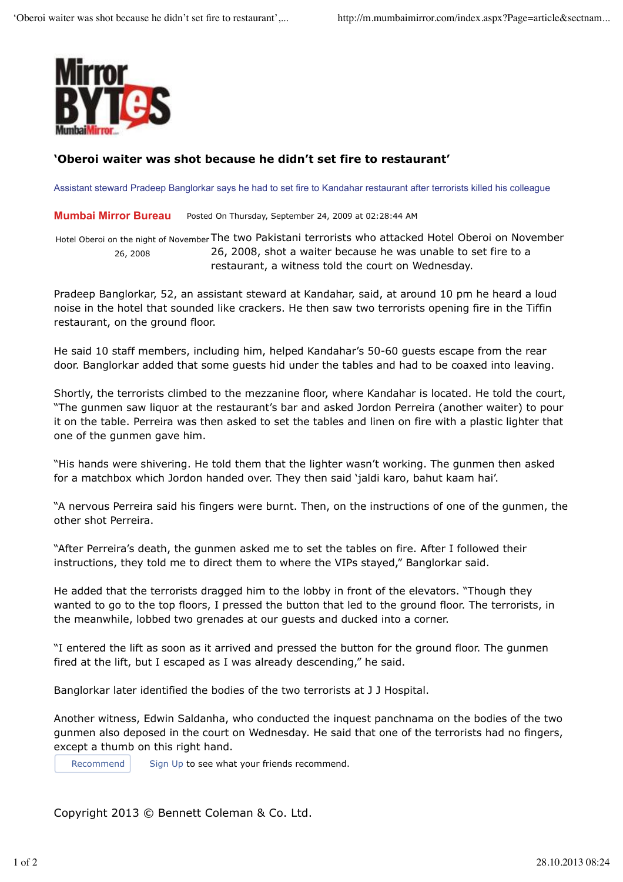# 'Oberoi waiter was shot because he didn't set fire to restaurant'

Assistant steward Pradeep Banglorkar says he had to set fire to Kandahar restaurant after terrorists killed his colleague

**Mumbai Mirror Bureau** Posted On Thursday, September 24, 2009 at 02:28:44 AM

Hotel Oberoi on the night of November 26, 2008

The two Pakistani terrorists who attacked Hotel Oberoi on November 26, 2008, shot a waiter because he was unable to set fire to a restaurant, a witness told the court on Wednesday.

Pradeep Banglorkar, 52, an assistant steward at Kandahar, said, at around 10 pm he heard a loud noise in the hotel that sounded like crackers. He then saw two terrorists opening fire in the Tiffin restaurant, on the ground floor.

He said 10 staff members, including him, helped Kandahar's 50-60 guests escape from the rear door. Banglorkar added that some guests hid under the tables and had to be coaxed into leaving.

Shortly, the terrorists climbed to the mezzanine floor, where Kandahar is located. He told the court, "The gunmen saw liquor at the restaurant's bar and asked Jordon Perreira (another waiter) to pour it on the table. Perreira was then asked to set the tables and linen on fire with a plastic lighter that one of the gunmen gave him.

"His hands were shivering. He told them that the lighter wasn't working. The gunmen then asked for a matchbox which Jordon handed over. They then said 'jaldi karo, bahut kaam hai'.

"A nervous Perreira said his fingers were burnt. Then, on the instructions of one of the gunmen, the other shot Perreira.

"After Perreira's death, the gunmen asked me to set the tables on fire. After I followed their instructions, they told me to direct them to where the VIPs stayed," Banglorkar said.

He added that the terrorists dragged him to the lobby in front of the elevators. "Though they wanted to go to the top floors, I pressed the button that led to the ground floor. The terrorists, in the meanwhile, lobbed two grenades at our guests and ducked into a corner.

"I entered the lift as soon as it arrived and pressed the button for the ground floor. The gunmen fired at the lift, but I escaped as I was already descending," he said.

Banglorkar later identified the bodies of the two terrorists at J J Hospital.

Another witness, Edwin Saldanha, who conducted the inquest panchnama on the bodies of the two gunmen also deposed in the court on Wednesday. He said that one of the terrorists had no fingers, except a thumb on this right hand.

Recommend Sign Up to see what your friends recommend.

Copyright 2013 © Bennett Coleman & Co. Ltd.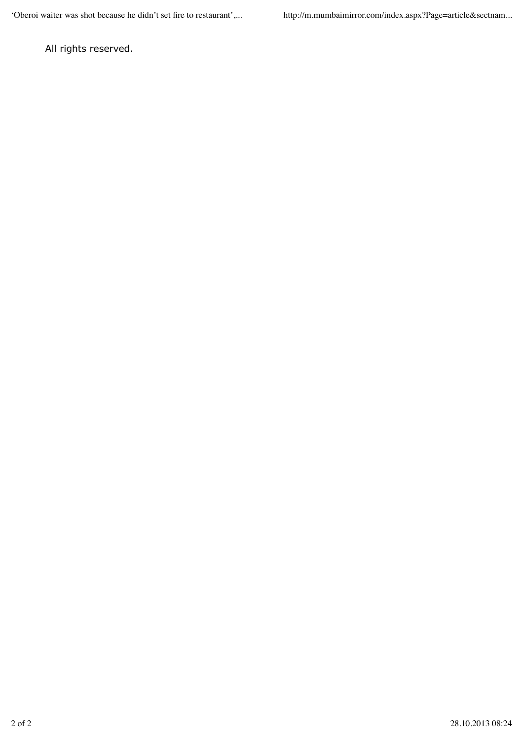All rights reserved.